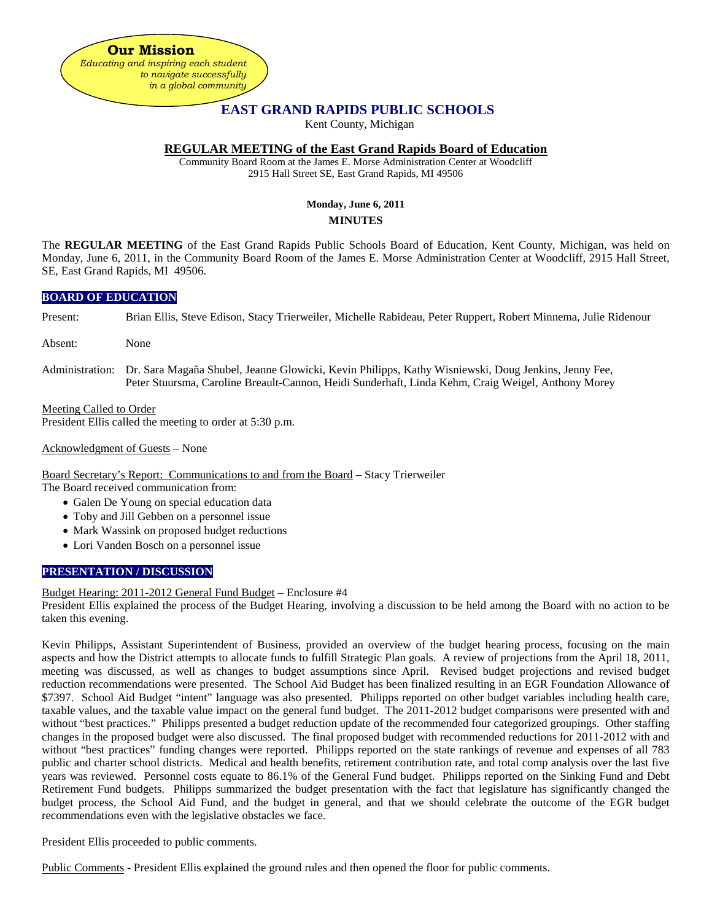**Our Mission**

*Educating and inspiring each student to navigate successfully in a global community*

# EAST GRAND RAPIDS PUBLIC SCHOOLS

Kent County, Michigan

## REGULAR MEETING of the East Grand Rapids Board of Education

Community Board Room at the James E. Morse Administration Center at Woodcliff
2915 Hall Street SE, East Grand Rapids, MI 49506

**Monday, June 6, 2011**

**MINUTES**

The **REGULAR MEETING** of the East Grand Rapids Public Schools Board of Education, Kent County, Michigan, was held on Monday, June 6, 2011, in the Community Board Room of the James E. Morse Administration Center at Woodcliff, 2915 Hall Street, SE, East Grand Rapids, MI 49506.

### BOARD OF EDUCATION

Present: Brian Ellis, Steve Edison, Stacy Trierweiler, Michelle Rabideau, Peter Ruppert, Robert Minnema, Julie Ridenour

Absent: None

Administration: Dr. Sara Magaña Shubel, Jeanne Glowicki, Kevin Philipps, Kathy Wisniewski, Doug Jenkins, Jenny Fee, Peter Stuursma, Caroline Breault-Cannon, Heidi Sunderhaft, Linda Kehm, Craig Weigel, Anthony Morey

Meeting Called to Order
President Ellis called the meeting to order at 5:30 p.m.

Acknowledgment of Guests – None

Board Secretary's Report: Communications to and from the Board – Stacy Trierweiler
The Board received communication from:

- Galen De Young on special education data
- Toby and Jill Gebben on a personnel issue
- Mark Wassink on proposed budget reductions
- Lori Vanden Bosch on a personnel issue

### PRESENTATION / DISCUSSION

Budget Hearing: 2011-2012 General Fund Budget – Enclosure #4
President Ellis explained the process of the Budget Hearing, involving a discussion to be held among the Board with no action to be taken this evening.

Kevin Philipps, Assistant Superintendent of Business, provided an overview of the budget hearing process, focusing on the main aspects and how the District attempts to allocate funds to fulfill Strategic Plan goals. A review of projections from the April 18, 2011, meeting was discussed, as well as changes to budget assumptions since April. Revised budget projections and revised budget reduction recommendations were presented. The School Aid Budget has been finalized resulting in an EGR Foundation Allowance of $7397. School Aid Budget "intent" language was also presented. Philipps reported on other budget variables including health care, taxable values, and the taxable value impact on the general fund budget. The 2011-2012 budget comparisons were presented with and without "best practices." Philipps presented a budget reduction update of the recommended four categorized groupings. Other staffing changes in the proposed budget were also discussed. The final proposed budget with recommended reductions for 2011-2012 with and without "best practices" funding changes were reported. Philipps reported on the state rankings of revenue and expenses of all 783 public and charter school districts. Medical and health benefits, retirement contribution rate, and total comp analysis over the last five years was reviewed. Personnel costs equate to 86.1% of the General Fund budget. Philipps reported on the Sinking Fund and Debt Retirement Fund budgets. Philipps summarized the budget presentation with the fact that legislature has significantly changed the budget process, the School Aid Fund, and the budget in general, and that we should celebrate the outcome of the EGR budget recommendations even with the legislative obstacles we face.

President Ellis proceeded to public comments.

Public Comments - President Ellis explained the ground rules and then opened the floor for public comments.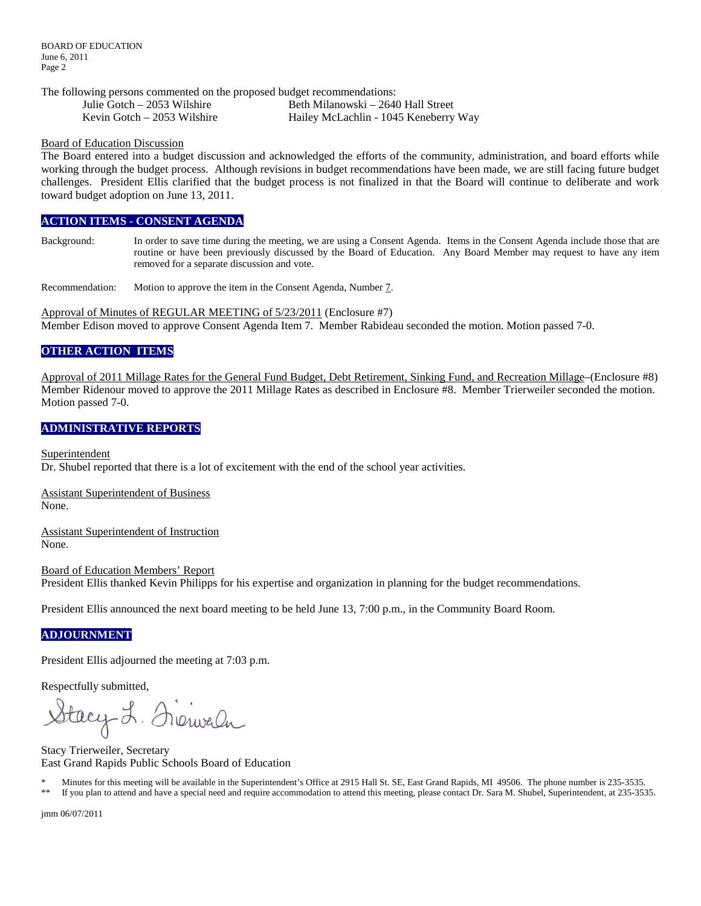The following persons commented on the proposed budget recommendations:

| | |
|---|---|
| Julie Gotch – 2053 Wilshire | Beth Milanowski – 2640 Hall Street |
| Kevin Gotch – 2053 Wilshire | Hailey McLachlin - 1045 Keneberry Way |

Board of Education Discussion

The Board entered into a budget discussion and acknowledged the efforts of the community, administration, and board efforts while working through the budget process. Although revisions in budget recommendations have been made, we are still facing future budget challenges. President Ellis clarified that the budget process is not finalized in that the Board will continue to deliberate and work toward budget adoption on June 13, 2011.

## ACTION ITEMS - CONSENT AGENDA

Background: In order to save time during the meeting, we are using a Consent Agenda. Items in the Consent Agenda include those that are routine or have been previously discussed by the Board of Education. Any Board Member may request to have any item removed for a separate discussion and vote.

Recommendation: Motion to approve the item in the Consent Agenda, Number 7.

Approval of Minutes of REGULAR MEETING of 5/23/2011 (Enclosure #7)
Member Edison moved to approve Consent Agenda Item 7. Member Rabideau seconded the motion. Motion passed 7-0.

## OTHER ACTION ITEMS

Approval of 2011 Millage Rates for the General Fund Budget, Debt Retirement, Sinking Fund, and Recreation Millage–(Enclosure #8)
Member Ridenour moved to approve the 2011 Millage Rates as described in Enclosure #8. Member Trierweiler seconded the motion. Motion passed 7-0.

## ADMINISTRATIVE REPORTS

Superintendent
Dr. Shubel reported that there is a lot of excitement with the end of the school year activities.

Assistant Superintendent of Business
None.

Assistant Superintendent of Instruction
None.

Board of Education Members' Report
President Ellis thanked Kevin Philipps for his expertise and organization in planning for the budget recommendations.

President Ellis announced the next board meeting to be held June 13, 7:00 p.m., in the Community Board Room.

## ADJOURNMENT

President Ellis adjourned the meeting at 7:03 p.m.

Respectfully submitted,

Stacy L. Trierweiler

Stacy Trierweiler, Secretary
East Grand Rapids Public Schools Board of Education

\* Minutes for this meeting will be available in the Superintendent's Office at 2915 Hall St. SE, East Grand Rapids, MI 49506. The phone number is 235-3535.

\*\* If you plan to attend and have a special need and require accommodation to attend this meeting, please contact Dr. Sara M. Shubel, Superintendent, at 235-3535.

jmm 06/07/2011